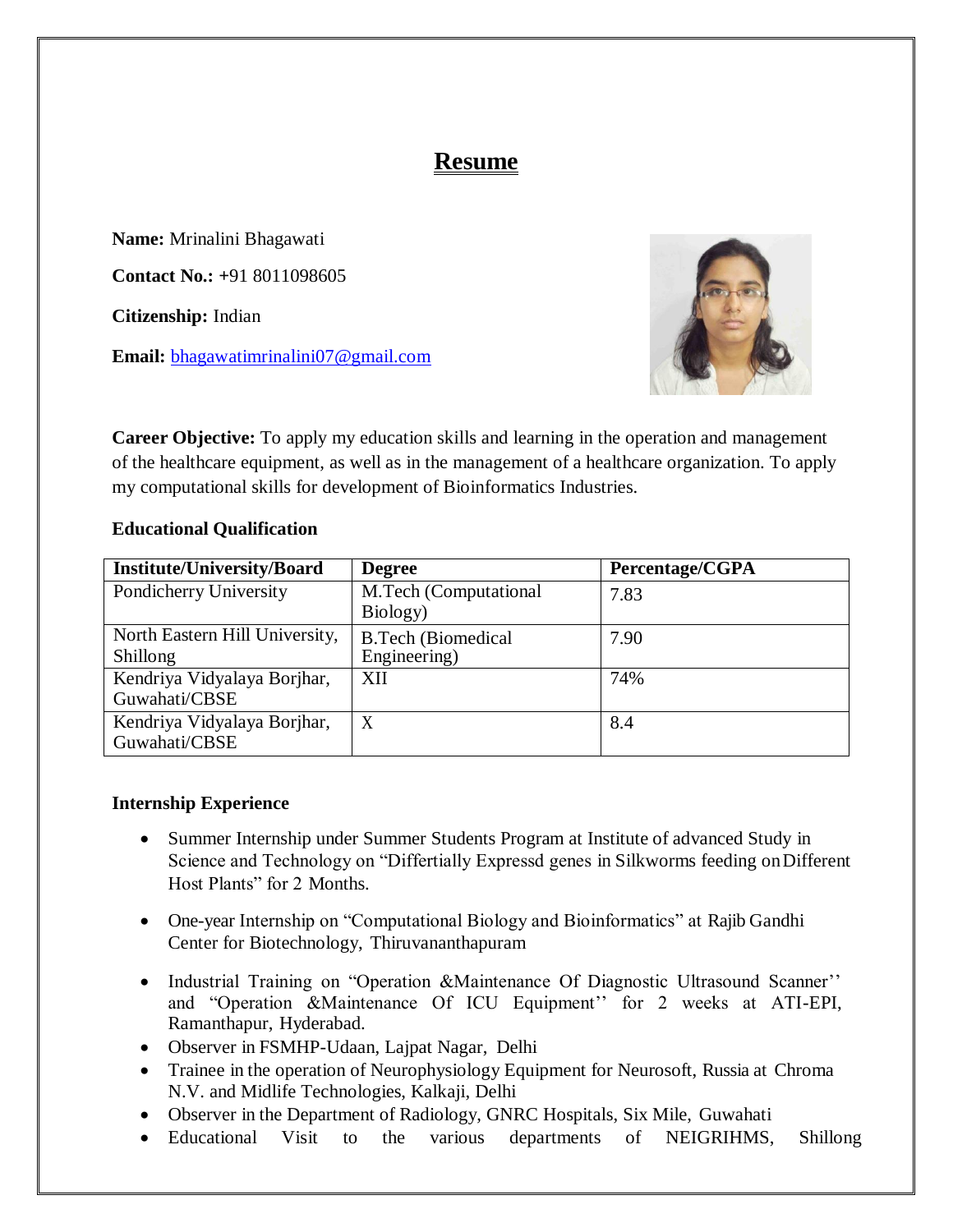# Resume

**Name:** Mrinalini Bhagawati

**Contact No.:** +91 8011098605

**Citizenship:** Indian

**Email:** bhagawatimrinalini07@gmail.com

**Career Objective:** To apply my education skills and learning in the operation and management of the healthcare equipment, as well as in the management of a healthcare organization. To apply my computational skills for development of Bioinformatics Industries.

### Educational Qualification

| Institute/University/Board | Degree | Percentage/CGPA |
| --- | --- | --- |
| Pondicherry University | M.Tech (Computational Biology) | 7.83 |
| North Eastern Hill University, Shillong | B.Tech (Biomedical Engineering) | 7.90 |
| Kendriya Vidyalaya Borjhar, Guwahati/CBSE | XII | 74% |
| Kendriya Vidyalaya Borjhar, Guwahati/CBSE | X | 8.4 |

### Internship Experience

- Summer Internship under Summer Students Program at Institute of advanced Study in Science and Technology on "Differtially Expressd genes in Silkworms feeding on Different Host Plants" for 2 Months.

- One-year Internship on "Computational Biology and Bioinformatics" at Rajib Gandhi Center for Biotechnology, Thiruvananthapuram

- Industrial Training on "Operation &Maintenance Of Diagnostic Ultrasound Scanner'' and "Operation &Maintenance Of ICU Equipment'' for 2 weeks at ATI-EPI, Ramanthapur, Hyderabad.
- Observer in FSMHP-Udaan, Lajpat Nagar, Delhi
- Trainee in the operation of Neurophysiology Equipment for Neurosoft, Russia at Chroma N.V. and Midlife Technologies, Kalkaji, Delhi
- Observer in the Department of Radiology, GNRC Hospitals, Six Mile, Guwahati
- Educational Visit to the various departments of NEIGRIHMS, Shillong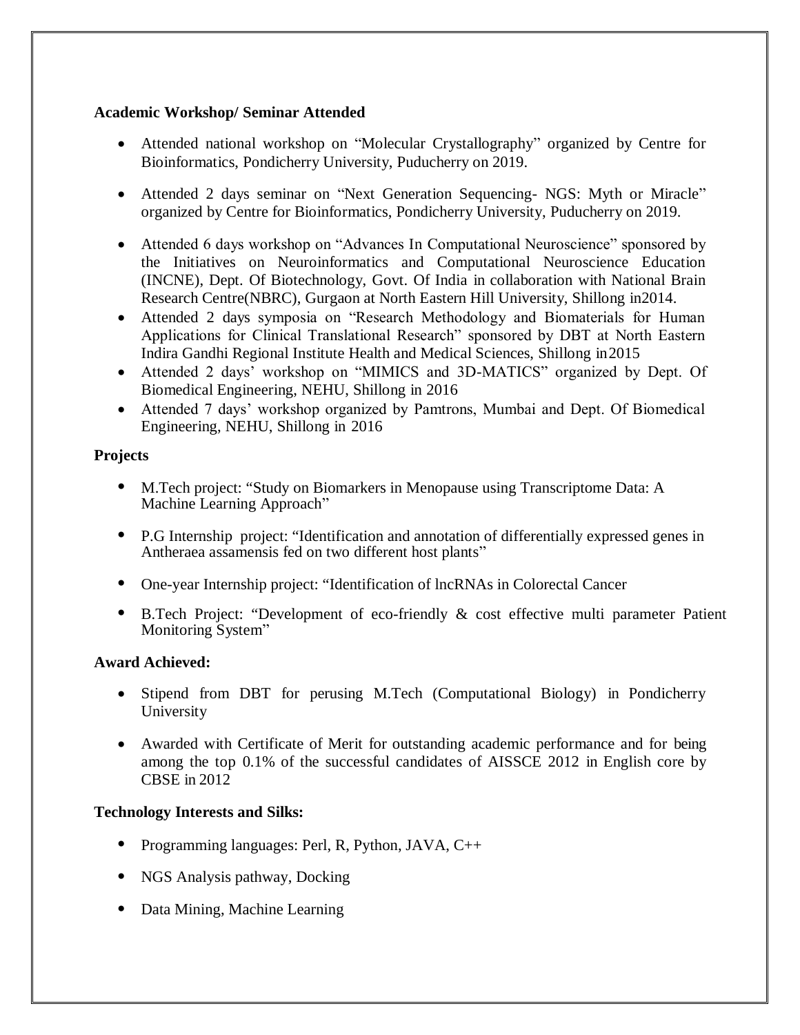**Academic Workshop/ Seminar Attended**

- Attended national workshop on "Molecular Crystallography" organized by Centre for Bioinformatics, Pondicherry University, Puducherry on 2019.
- Attended 2 days seminar on "Next Generation Sequencing- NGS: Myth or Miracle" organized by Centre for Bioinformatics, Pondicherry University, Puducherry on 2019.
- Attended 6 days workshop on "Advances In Computational Neuroscience" sponsored by the Initiatives on Neuroinformatics and Computational Neuroscience Education (INCNE), Dept. Of Biotechnology, Govt. Of India in collaboration with National Brain Research Centre(NBRC), Gurgaon at North Eastern Hill University, Shillong in2014.
- Attended 2 days symposia on "Research Methodology and Biomaterials for Human Applications for Clinical Translational Research" sponsored by DBT at North Eastern Indira Gandhi Regional Institute Health and Medical Sciences, Shillong in2015
- Attended 2 days' workshop on "MIMICS and 3D-MATICS" organized by Dept. Of Biomedical Engineering, NEHU, Shillong in 2016
- Attended 7 days' workshop organized by Pamtrons, Mumbai and Dept. Of Biomedical Engineering, NEHU, Shillong in 2016

**Projects**

- M.Tech project: "Study on Biomarkers in Menopause using Transcriptome Data: A Machine Learning Approach"
- P.G Internship project: "Identification and annotation of differentially expressed genes in Antheraea assamensis fed on two different host plants"
- One-year Internship project: "Identification of lncRNAs in Colorectal Cancer
- B.Tech Project: "Development of eco-friendly & cost effective multi parameter Patient Monitoring System"

**Award Achieved:**

- Stipend from DBT for perusing M.Tech (Computational Biology) in Pondicherry University
- Awarded with Certificate of Merit for outstanding academic performance and for being among the top 0.1% of the successful candidates of AISSCE 2012 in English core by CBSE in 2012

**Technology Interests and Silks:**

- Programming languages: Perl, R, Python, JAVA, C++
- NGS Analysis pathway, Docking
- Data Mining, Machine Learning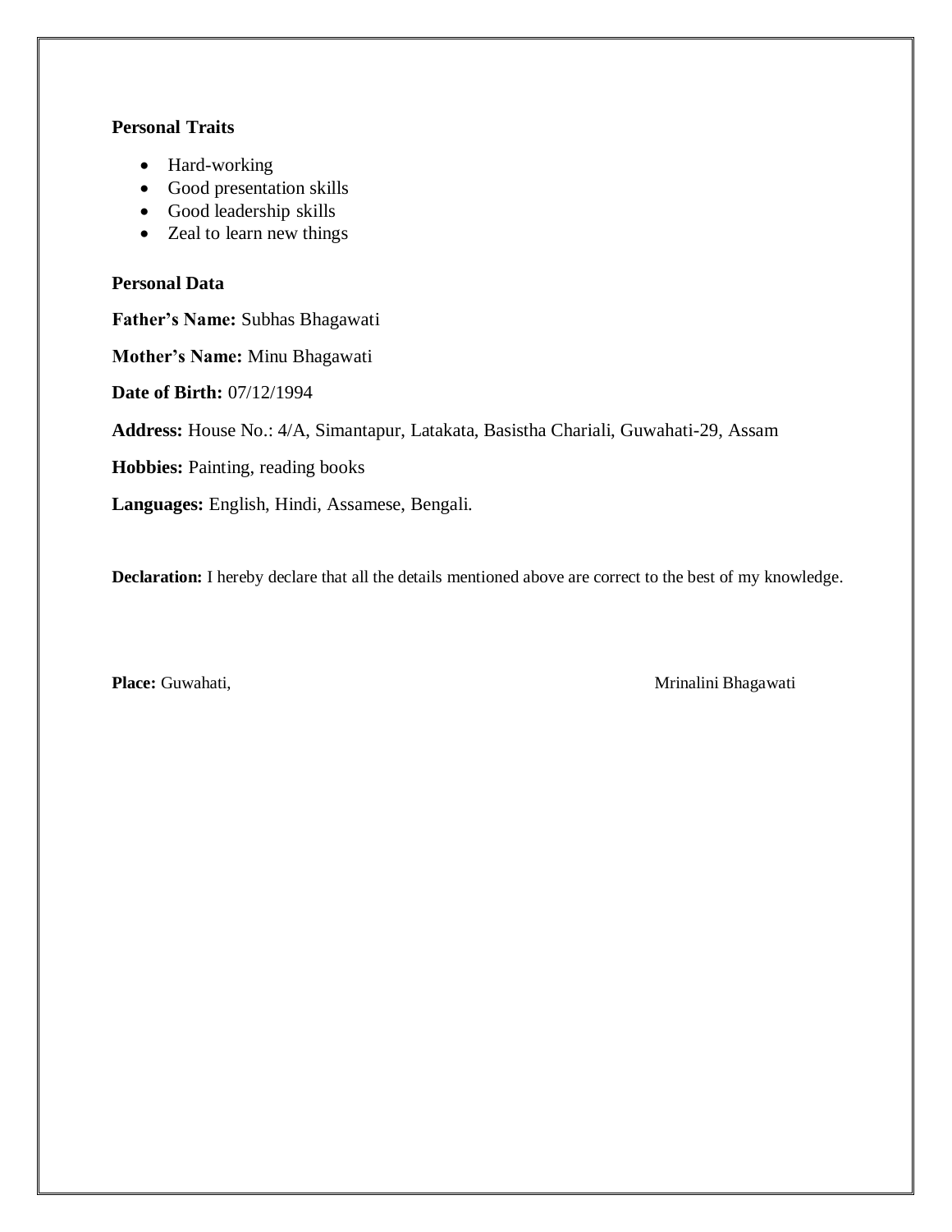**Personal Traits**

- Hard-working
- Good presentation skills
- Good leadership skills
- Zeal to learn new things

**Personal Data**

**Father's Name:** Subhas Bhagawati

**Mother's Name:** Minu Bhagawati

**Date of Birth:** 07/12/1994

**Address:** House No.: 4/A, Simantapur, Latakata, Basistha Chariali, Guwahati-29, Assam

**Hobbies:** Painting, reading books

**Languages:** English, Hindi, Assamese, Bengali.

**Declaration:** I hereby declare that all the details mentioned above are correct to the best of my knowledge.

**Place:** Guwahati,

Mrinalini Bhagawati